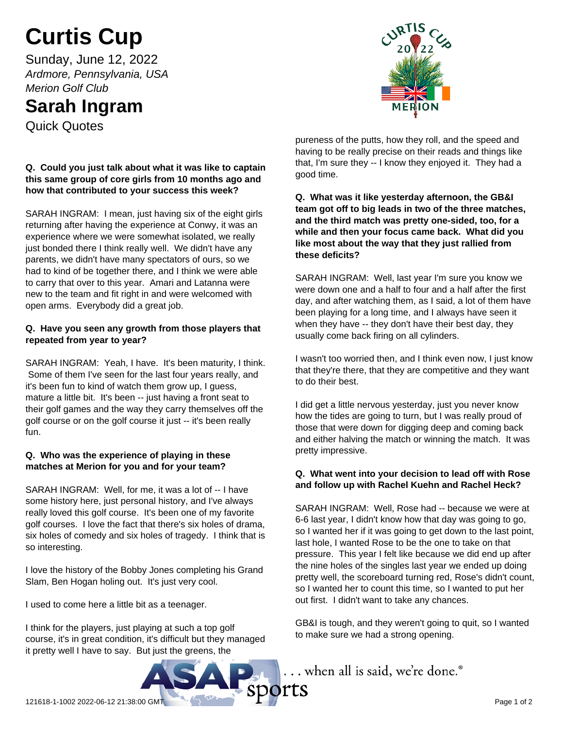# Curtis Cup

Sunday, June 12, 2022

*Ardmore, Pennsylvania, USA*

*Merion Golf Club*

## Sarah Ingram

Quick Quotes

**Q. Could you just talk about what it was like to captain this same group of core girls from 10 months ago and how that contributed to your success this week?**

SARAH INGRAM: I mean, just having six of the eight girls returning after having the experience at Conwy, it was an experience where we were somewhat isolated, we really just bonded there I think really well. We didn't have any parents, we didn't have many spectators of ours, so we had to kind of be together there, and I think we were able to carry that over to this year. Amari and Latanna were new to the team and fit right in and were welcomed with open arms. Everybody did a great job.

**Q. Have you seen any growth from those players that repeated from year to year?**

SARAH INGRAM: Yeah, I have. It's been maturity, I think. Some of them I've seen for the last four years really, and it's been fun to kind of watch them grow up, I guess, mature a little bit. It's been -- just having a front seat to their golf games and the way they carry themselves off the golf course or on the golf course it just -- it's been really fun.

**Q. Who was the experience of playing in these matches at Merion for you and for your team?**

SARAH INGRAM: Well, for me, it was a lot of -- I have some history here, just personal history, and I've always really loved this golf course. It's been one of my favorite golf courses. I love the fact that there's six holes of drama, six holes of comedy and six holes of tragedy. I think that is so interesting.

I love the history of the Bobby Jones completing his Grand Slam, Ben Hogan holing out. It's just very cool.

I used to come here a little bit as a teenager.

I think for the players, just playing at such a top golf course, it's in great condition, it's difficult but they managed it pretty well I have to say. But just the greens, the pureness of the putts, how they roll, and the speed and having to be really precise on their reads and things like that, I'm sure they -- I know they enjoyed it. They had a good time.

**Q. What was it like yesterday afternoon, the GB&I team got off to big leads in two of the three matches, and the third match was pretty one-sided, too, for a while and then your focus came back. What did you like most about the way that they just rallied from these deficits?**

SARAH INGRAM: Well, last year I'm sure you know we were down one and a half to four and a half after the first day, and after watching them, as I said, a lot of them have been playing for a long time, and I always have seen it when they have -- they don't have their best day, they usually come back firing on all cylinders.

I wasn't too worried then, and I think even now, I just know that they're there, that they are competitive and they want to do their best.

I did get a little nervous yesterday, just you never know how the tides are going to turn, but I was really proud of those that were down for digging deep and coming back and either halving the match or winning the match. It was pretty impressive.

**Q. What went into your decision to lead off with Rose and follow up with Rachel Kuehn and Rachel Heck?**

SARAH INGRAM: Well, Rose had -- because we were at 6-6 last year, I didn't know how that day was going to go, so I wanted her if it was going to get down to the last point, last hole, I wanted Rose to be the one to take on that pressure. This year I felt like because we did end up after the nine holes of the singles last year we ended up doing pretty well, the scoreboard turning red, Rose's didn't count, so I wanted her to count this time, so I wanted to put her out first. I didn't want to take any chances.

GB&I is tough, and they weren't going to quit, so I wanted to make sure we had a strong opening.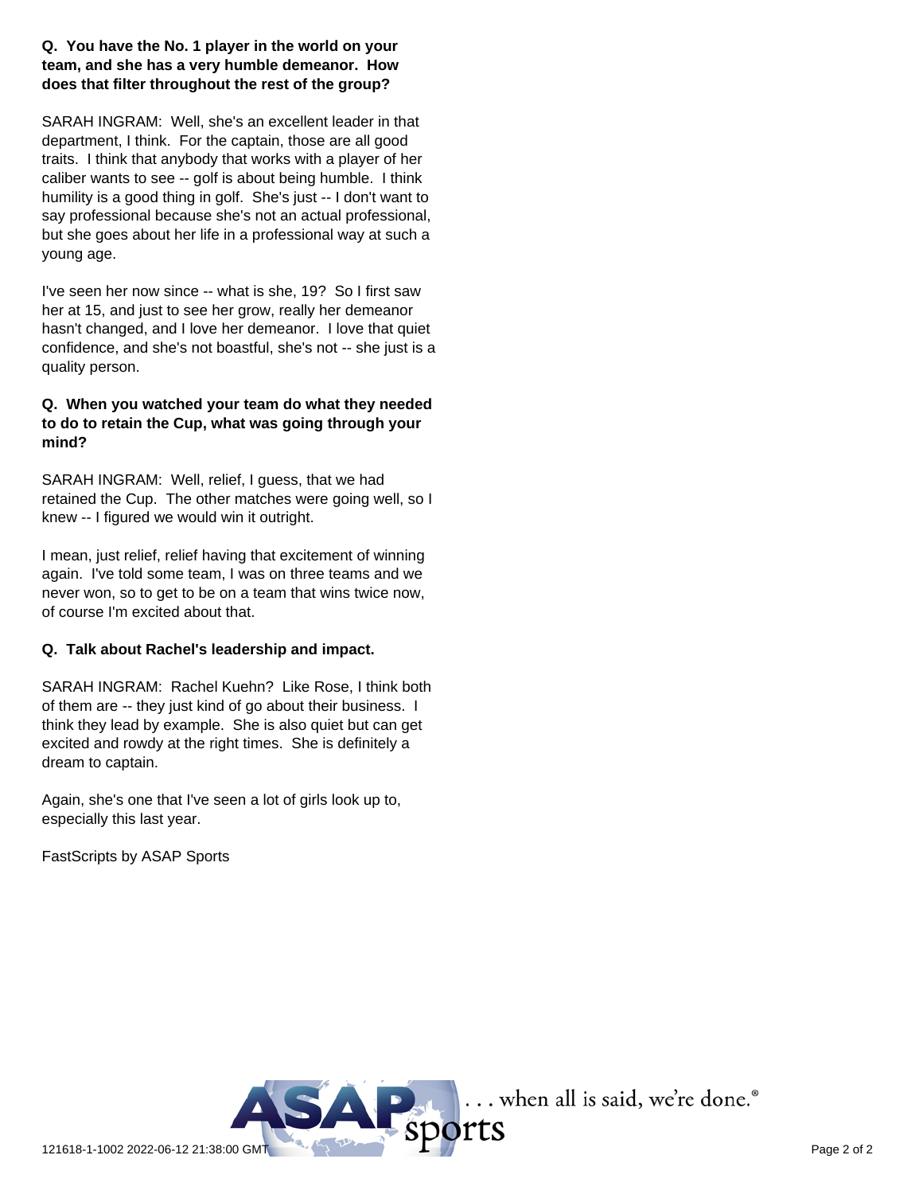**Q. You have the No. 1 player in the world on your team, and she has a very humble demeanor. How does that filter throughout the rest of the group?**

SARAH INGRAM: Well, she's an excellent leader in that department, I think. For the captain, those are all good traits. I think that anybody that works with a player of her caliber wants to see -- golf is about being humble. I think humility is a good thing in golf. She's just -- I don't want to say professional because she's not an actual professional, but she goes about her life in a professional way at such a young age.

I've seen her now since -- what is she, 19? So I first saw her at 15, and just to see her grow, really her demeanor hasn't changed, and I love her demeanor. I love that quiet confidence, and she's not boastful, she's not -- she just is a quality person.

**Q. When you watched your team do what they needed to do to retain the Cup, what was going through your mind?**

SARAH INGRAM: Well, relief, I guess, that we had retained the Cup. The other matches were going well, so I knew -- I figured we would win it outright.

I mean, just relief, relief having that excitement of winning again. I've told some team, I was on three teams and we never won, so to get to be on a team that wins twice now, of course I'm excited about that.

**Q. Talk about Rachel's leadership and impact.**

SARAH INGRAM: Rachel Kuehn? Like Rose, I think both of them are -- they just kind of go about their business. I think they lead by example. She is also quiet but can get excited and rowdy at the right times. She is definitely a dream to captain.

Again, she's one that I've seen a lot of girls look up to, especially this last year.

FastScripts by ASAP Sports